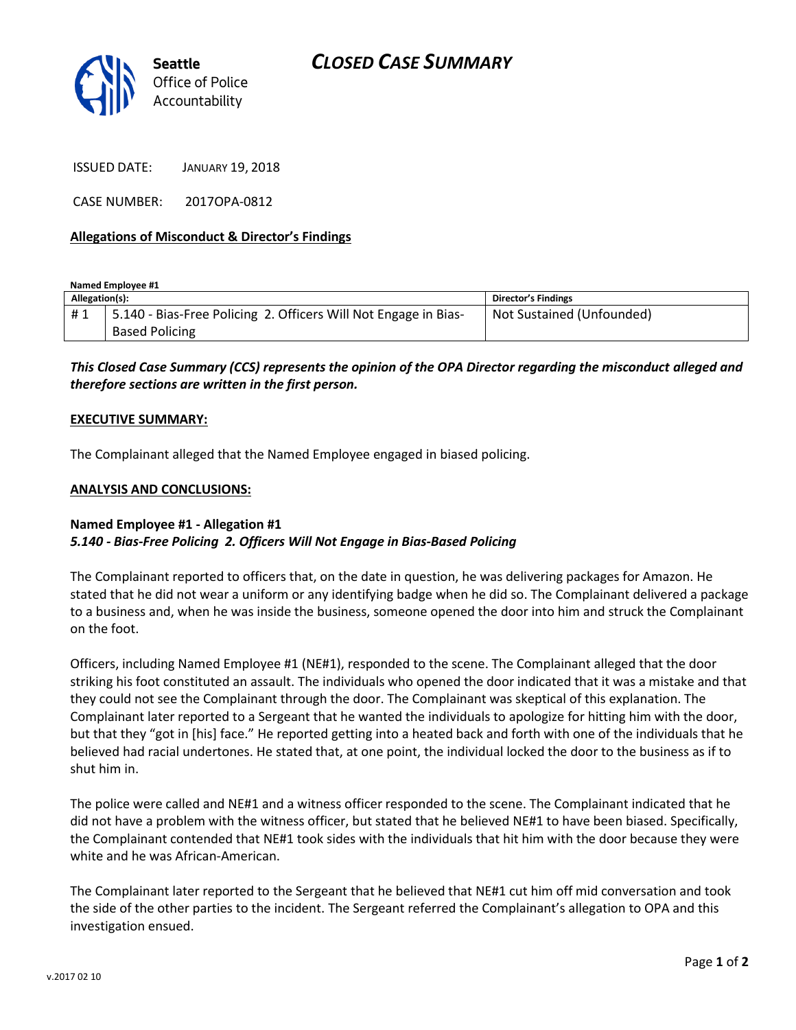Seattle Office of Police Accountability

# CLOSED CASE SUMMARY

ISSUED DATE: JANUARY 19, 2018

CASE NUMBER: 2017OPA-0812

## Allegations of Misconduct & Director's Findings

**Named Employee #1**

| Allegation(s): | | Director's Findings |
|---|---|---|
| # 1 | 5.140 - Bias-Free Policing 2. Officers Will Not Engage in Bias-Based Policing | Not Sustained (Unfounded) |

***This Closed Case Summary (CCS) represents the opinion of the OPA Director regarding the misconduct alleged and therefore sections are written in the first person.***

**EXECUTIVE SUMMARY:**

The Complainant alleged that the Named Employee engaged in biased policing.

**ANALYSIS AND CONCLUSIONS:**

**Named Employee #1 - Allegation #1**
***5.140 - Bias-Free Policing 2. Officers Will Not Engage in Bias-Based Policing***

The Complainant reported to officers that, on the date in question, he was delivering packages for Amazon. He stated that he did not wear a uniform or any identifying badge when he did so. The Complainant delivered a package to a business and, when he was inside the business, someone opened the door into him and struck the Complainant on the foot.

Officers, including Named Employee #1 (NE#1), responded to the scene. The Complainant alleged that the door striking his foot constituted an assault. The individuals who opened the door indicated that it was a mistake and that they could not see the Complainant through the door. The Complainant was skeptical of this explanation. The Complainant later reported to a Sergeant that he wanted the individuals to apologize for hitting him with the door, but that they "got in [his] face." He reported getting into a heated back and forth with one of the individuals that he believed had racial undertones. He stated that, at one point, the individual locked the door to the business as if to shut him in.

The police were called and NE#1 and a witness officer responded to the scene. The Complainant indicated that he did not have a problem with the witness officer, but stated that he believed NE#1 to have been biased. Specifically, the Complainant contended that NE#1 took sides with the individuals that hit him with the door because they were white and he was African-American.

The Complainant later reported to the Sergeant that he believed that NE#1 cut him off mid conversation and took the side of the other parties to the incident. The Sergeant referred the Complainant's allegation to OPA and this investigation ensued.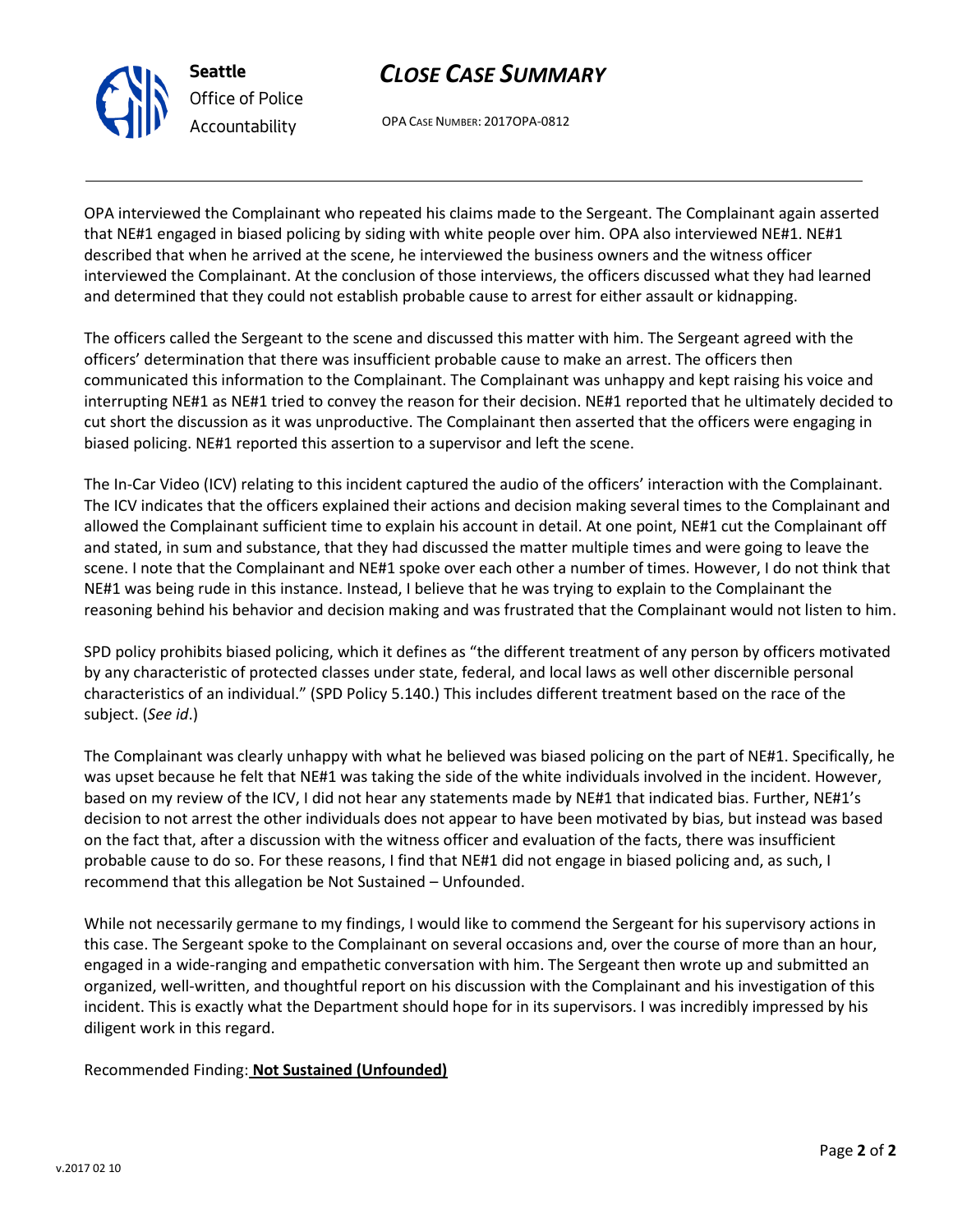OPA interviewed the Complainant who repeated his claims made to the Sergeant. The Complainant again asserted that NE#1 engaged in biased policing by siding with white people over him. OPA also interviewed NE#1. NE#1 described that when he arrived at the scene, he interviewed the business owners and the witness officer interviewed the Complainant. At the conclusion of those interviews, the officers discussed what they had learned and determined that they could not establish probable cause to arrest for either assault or kidnapping.

The officers called the Sergeant to the scene and discussed this matter with him. The Sergeant agreed with the officers' determination that there was insufficient probable cause to make an arrest. The officers then communicated this information to the Complainant. The Complainant was unhappy and kept raising his voice and interrupting NE#1 as NE#1 tried to convey the reason for their decision. NE#1 reported that he ultimately decided to cut short the discussion as it was unproductive. The Complainant then asserted that the officers were engaging in biased policing. NE#1 reported this assertion to a supervisor and left the scene.

The In-Car Video (ICV) relating to this incident captured the audio of the officers' interaction with the Complainant. The ICV indicates that the officers explained their actions and decision making several times to the Complainant and allowed the Complainant sufficient time to explain his account in detail. At one point, NE#1 cut the Complainant off and stated, in sum and substance, that they had discussed the matter multiple times and were going to leave the scene. I note that the Complainant and NE#1 spoke over each other a number of times. However, I do not think that NE#1 was being rude in this instance. Instead, I believe that he was trying to explain to the Complainant the reasoning behind his behavior and decision making and was frustrated that the Complainant would not listen to him.

SPD policy prohibits biased policing, which it defines as "the different treatment of any person by officers motivated by any characteristic of protected classes under state, federal, and local laws as well other discernible personal characteristics of an individual." (SPD Policy 5.140.) This includes different treatment based on the race of the subject. (*See id*.)

The Complainant was clearly unhappy with what he believed was biased policing on the part of NE#1. Specifically, he was upset because he felt that NE#1 was taking the side of the white individuals involved in the incident. However, based on my review of the ICV, I did not hear any statements made by NE#1 that indicated bias. Further, NE#1's decision to not arrest the other individuals does not appear to have been motivated by bias, but instead was based on the fact that, after a discussion with the witness officer and evaluation of the facts, there was insufficient probable cause to do so. For these reasons, I find that NE#1 did not engage in biased policing and, as such, I recommend that this allegation be Not Sustained – Unfounded.

While not necessarily germane to my findings, I would like to commend the Sergeant for his supervisory actions in this case. The Sergeant spoke to the Complainant on several occasions and, over the course of more than an hour, engaged in a wide-ranging and empathetic conversation with him. The Sergeant then wrote up and submitted an organized, well-written, and thoughtful report on his discussion with the Complainant and his investigation of this incident. This is exactly what the Department should hope for in its supervisors. I was incredibly impressed by his diligent work in this regard.

Recommended Finding: **Not Sustained (Unfounded)**